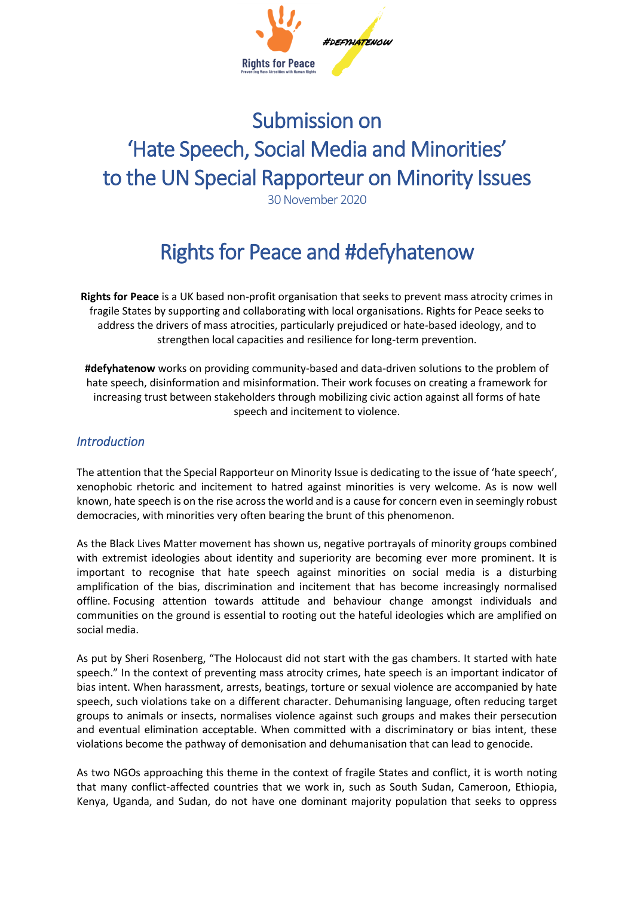# Submission on 'Hate Speech, Social Media and Minorities' to the UN Special Rapporteur on Minority Issues

30 November 2020

# Rights for Peace and #defyhatenow

**Rights for Peace** is a UK based non-profit organisation that seeks to prevent mass atrocity crimes in fragile States by supporting and collaborating with local organisations. Rights for Peace seeks to address the drivers of mass atrocities, particularly prejudiced or hate-based ideology, and to strengthen local capacities and resilience for long-term prevention.

**#defyhatenow** works on providing community-based and data-driven solutions to the problem of hate speech, disinformation and misinformation. Their work focuses on creating a framework for increasing trust between stakeholders through mobilizing civic action against all forms of hate speech and incitement to violence.

## *Introduction*

The attention that the Special Rapporteur on Minority Issue is dedicating to the issue of 'hate speech', xenophobic rhetoric and incitement to hatred against minorities is very welcome. As is now well known, hate speech is on the rise across the world and is a cause for concern even in seemingly robust democracies, with minorities very often bearing the brunt of this phenomenon.

As the Black Lives Matter movement has shown us, negative portrayals of minority groups combined with extremist ideologies about identity and superiority are becoming ever more prominent. It is important to recognise that hate speech against minorities on social media is a disturbing amplification of the bias, discrimination and incitement that has become increasingly normalised offline. Focusing attention towards attitude and behaviour change amongst individuals and communities on the ground is essential to rooting out the hateful ideologies which are amplified on social media.

As put by Sheri Rosenberg, "The Holocaust did not start with the gas chambers. It started with hate speech." In the context of preventing mass atrocity crimes, hate speech is an important indicator of bias intent. When harassment, arrests, beatings, torture or sexual violence are accompanied by hate speech, such violations take on a different character. Dehumanising language, often reducing target groups to animals or insects, normalises violence against such groups and makes their persecution and eventual elimination acceptable. When committed with a discriminatory or bias intent, these violations become the pathway of demonisation and dehumanisation that can lead to genocide.

As two NGOs approaching this theme in the context of fragile States and conflict, it is worth noting that many conflict-affected countries that we work in, such as South Sudan, Cameroon, Ethiopia, Kenya, Uganda, and Sudan, do not have one dominant majority population that seeks to oppress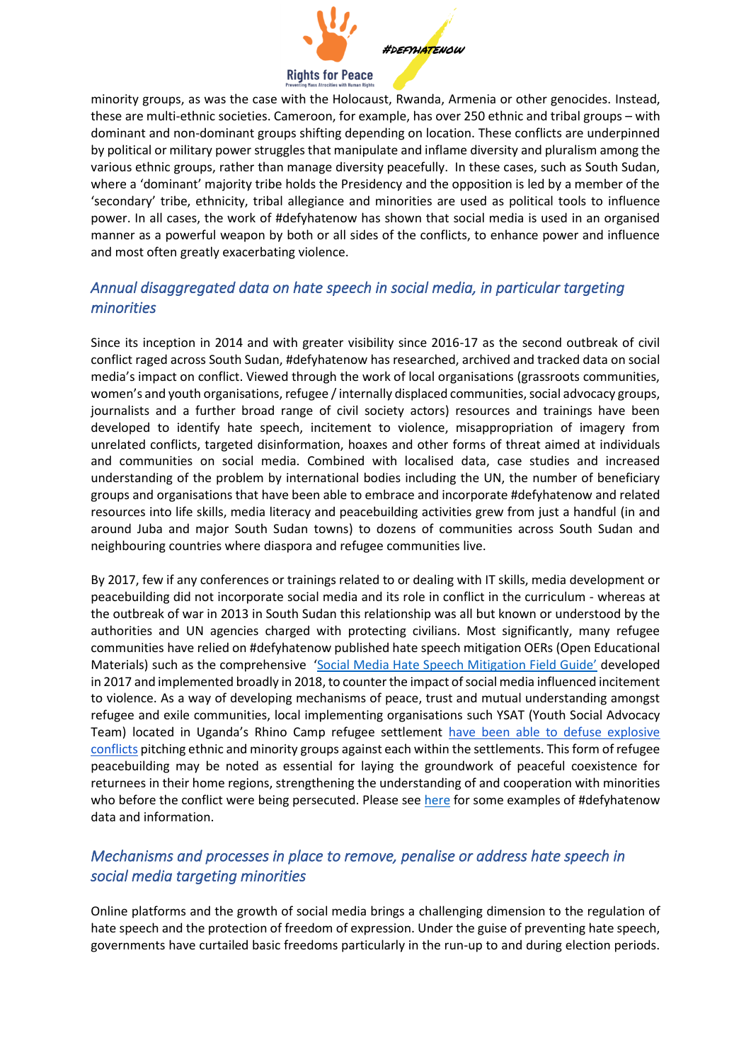minority groups, as was the case with the Holocaust, Rwanda, Armenia or other genocides. Instead, these are multi-ethnic societies. Cameroon, for example, has over 250 ethnic and tribal groups – with dominant and non-dominant groups shifting depending on location. These conflicts are underpinned by political or military power struggles that manipulate and inflame diversity and pluralism among the various ethnic groups, rather than manage diversity peacefully. In these cases, such as South Sudan, where a 'dominant' majority tribe holds the Presidency and the opposition is led by a member of the 'secondary' tribe, ethnicity, tribal allegiance and minorities are used as political tools to influence power. In all cases, the work of #defyhatenow has shown that social media is used in an organised manner as a powerful weapon by both or all sides of the conflicts, to enhance power and influence and most often greatly exacerbating violence.

## *Annual disaggregated data on hate speech in social media, in particular targeting minorities*

Since its inception in 2014 and with greater visibility since 2016-17 as the second outbreak of civil conflict raged across South Sudan, #defyhatenow has researched, archived and tracked data on social media's impact on conflict. Viewed through the work of local organisations (grassroots communities, women's and youth organisations, refugee / internally displaced communities, social advocacy groups, journalists and a further broad range of civil society actors) resources and trainings have been developed to identify hate speech, incitement to violence, misappropriation of imagery from unrelated conflicts, targeted disinformation, hoaxes and other forms of threat aimed at individuals and communities on social media. Combined with localised data, case studies and increased understanding of the problem by international bodies including the UN, the number of beneficiary groups and organisations that have been able to embrace and incorporate #defyhatenow and related resources into life skills, media literacy and peacebuilding activities grew from just a handful (in and around Juba and major South Sudan towns) to dozens of communities across South Sudan and neighbouring countries where diaspora and refugee communities live.

By 2017, few if any conferences or trainings related to or dealing with IT skills, media development or peacebuilding did not incorporate social media and its role in conflict in the curriculum - whereas at the outbreak of war in 2013 in South Sudan this relationship was all but known or understood by the authorities and UN agencies charged with protecting civilians. Most significantly, many refugee communities have relied on #defyhatenow published hate speech mitigation OERs (Open Educational Materials) such as the comprehensive '[Social Media Hate Speech Mitigation Field Guide'](#) developed in 2017 and implemented broadly in 2018, to counter the impact of social media influenced incitement to violence. As a way of developing mechanisms of peace, trust and mutual understanding amongst refugee and exile communities, local implementing organisations such YSAT (Youth Social Advocacy Team) located in Uganda's Rhino Camp refugee settlement [have been able to defuse explosive conflicts](#) pitching ethnic and minority groups against each within the settlements. This form of refugee peacebuilding may be noted as essential for laying the groundwork of peaceful coexistence for returnees in their home regions, strengthening the understanding of and cooperation with minorities who before the conflict were being persecuted. Please see [here](#) for some examples of #defyhatenow data and information.

## *Mechanisms and processes in place to remove, penalise or address hate speech in social media targeting minorities*

Online platforms and the growth of social media brings a challenging dimension to the regulation of hate speech and the protection of freedom of expression. Under the guise of preventing hate speech, governments have curtailed basic freedoms particularly in the run-up to and during election periods.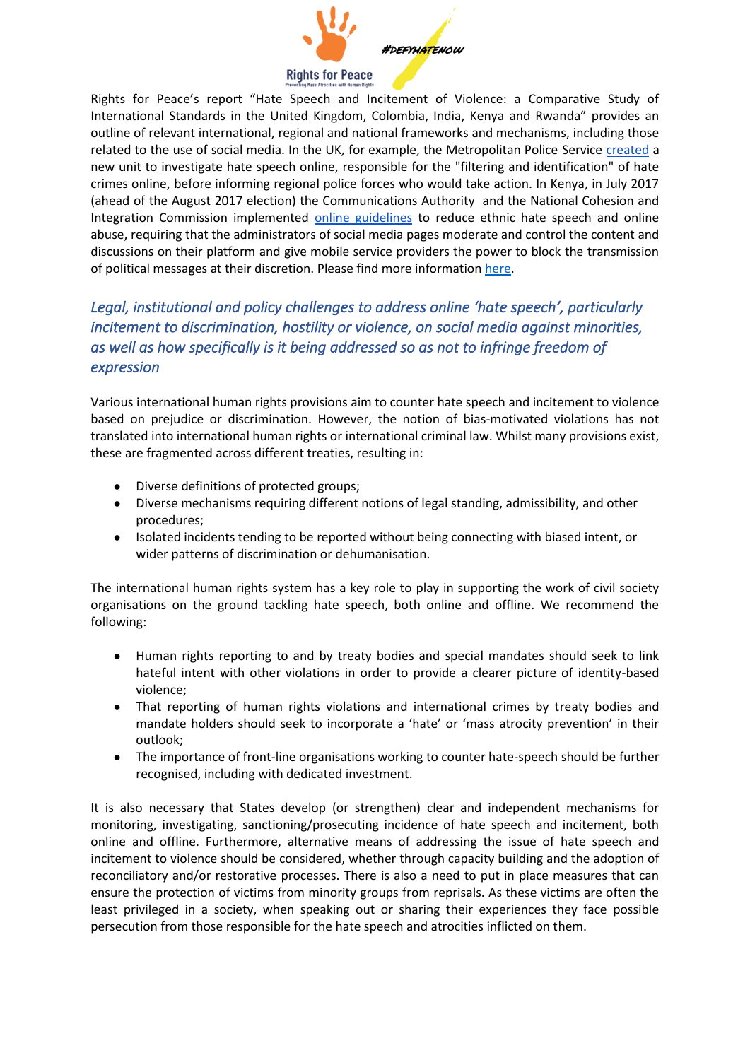Rights for Peace's report "Hate Speech and Incitement of Violence: a Comparative Study of International Standards in the United Kingdom, Colombia, India, Kenya and Rwanda" provides an outline of relevant international, regional and national frameworks and mechanisms, including those related to the use of social media. In the UK, for example, the Metropolitan Police Service created a new unit to investigate hate speech online, responsible for the "filtering and identification" of hate crimes online, before informing regional police forces who would take action. In Kenya, in July 2017 (ahead of the August 2017 election) the Communications Authority and the National Cohesion and Integration Commission implemented online guidelines to reduce ethnic hate speech and online abuse, requiring that the administrators of social media pages moderate and control the content and discussions on their platform and give mobile service providers the power to block the transmission of political messages at their discretion. Please find more information here.

## *Legal, institutional and policy challenges to address online 'hate speech', particularly incitement to discrimination, hostility or violence, on social media against minorities, as well as how specifically is it being addressed so as not to infringe freedom of expression*

Various international human rights provisions aim to counter hate speech and incitement to violence based on prejudice or discrimination. However, the notion of bias-motivated violations has not translated into international human rights or international criminal law. Whilst many provisions exist, these are fragmented across different treaties, resulting in:

- Diverse definitions of protected groups;
- Diverse mechanisms requiring different notions of legal standing, admissibility, and other procedures;
- Isolated incidents tending to be reported without being connecting with biased intent, or wider patterns of discrimination or dehumanisation.

The international human rights system has a key role to play in supporting the work of civil society organisations on the ground tackling hate speech, both online and offline. We recommend the following:

- Human rights reporting to and by treaty bodies and special mandates should seek to link hateful intent with other violations in order to provide a clearer picture of identity-based violence;
- That reporting of human rights violations and international crimes by treaty bodies and mandate holders should seek to incorporate a 'hate' or 'mass atrocity prevention' in their outlook;
- The importance of front-line organisations working to counter hate-speech should be further recognised, including with dedicated investment.

It is also necessary that States develop (or strengthen) clear and independent mechanisms for monitoring, investigating, sanctioning/prosecuting incidence of hate speech and incitement, both online and offline. Furthermore, alternative means of addressing the issue of hate speech and incitement to violence should be considered, whether through capacity building and the adoption of reconciliatory and/or restorative processes. There is also a need to put in place measures that can ensure the protection of victims from minority groups from reprisals. As these victims are often the least privileged in a society, when speaking out or sharing their experiences they face possible persecution from those responsible for the hate speech and atrocities inflicted on them.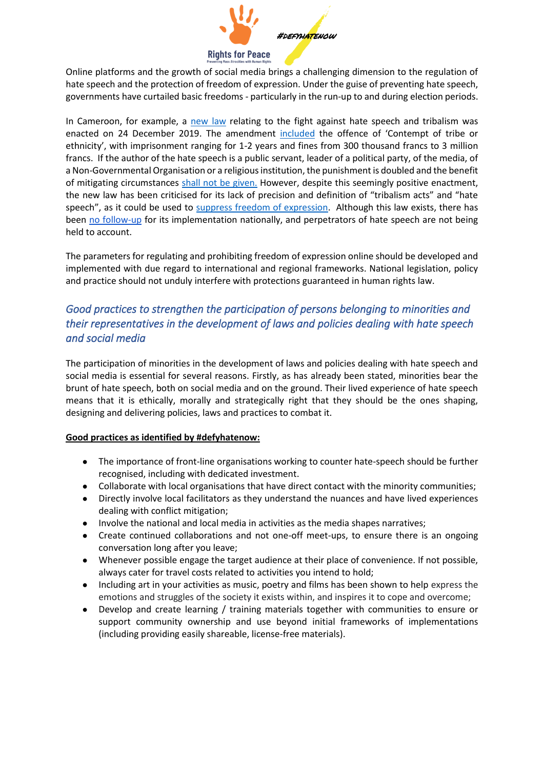Online platforms and the growth of social media brings a challenging dimension to the regulation of hate speech and the protection of freedom of expression. Under the guise of preventing hate speech, governments have curtailed basic freedoms - particularly in the run-up to and during election periods.

In Cameroon, for example, a new law relating to the fight against hate speech and tribalism was enacted on 24 December 2019. The amendment included the offence of 'Contempt of tribe or ethnicity', with imprisonment ranging for 1-2 years and fines from 300 thousand francs to 3 million francs. If the author of the hate speech is a public servant, leader of a political party, of the media, of a Non-Governmental Organisation or a religious institution, the punishment is doubled and the benefit of mitigating circumstances shall not be given. However, despite this seemingly positive enactment, the new law has been criticised for its lack of precision and definition of "tribalism acts" and "hate speech", as it could be used to suppress freedom of expression. Although this law exists, there has been no follow-up for its implementation nationally, and perpetrators of hate speech are not being held to account.

The parameters for regulating and prohibiting freedom of expression online should be developed and implemented with due regard to international and regional frameworks. National legislation, policy and practice should not unduly interfere with protections guaranteed in human rights law.

## *Good practices to strengthen the participation of persons belonging to minorities and their representatives in the development of laws and policies dealing with hate speech and social media*

The participation of minorities in the development of laws and policies dealing with hate speech and social media is essential for several reasons. Firstly, as has already been stated, minorities bear the brunt of hate speech, both on social media and on the ground. Their lived experience of hate speech means that it is ethically, morally and strategically right that they should be the ones shaping, designing and delivering policies, laws and practices to combat it.

**Good practices as identified by #defyhatenow:**

- The importance of front-line organisations working to counter hate-speech should be further recognised, including with dedicated investment.
- Collaborate with local organisations that have direct contact with the minority communities;
- Directly involve local facilitators as they understand the nuances and have lived experiences dealing with conflict mitigation;
- Involve the national and local media in activities as the media shapes narratives;
- Create continued collaborations and not one-off meet-ups, to ensure there is an ongoing conversation long after you leave;
- Whenever possible engage the target audience at their place of convenience. If not possible, always cater for travel costs related to activities you intend to hold;
- Including art in your activities as music, poetry and films has been shown to help express the emotions and struggles of the society it exists within, and inspires it to cope and overcome;
- Develop and create learning / training materials together with communities to ensure or support community ownership and use beyond initial frameworks of implementations (including providing easily shareable, license-free materials).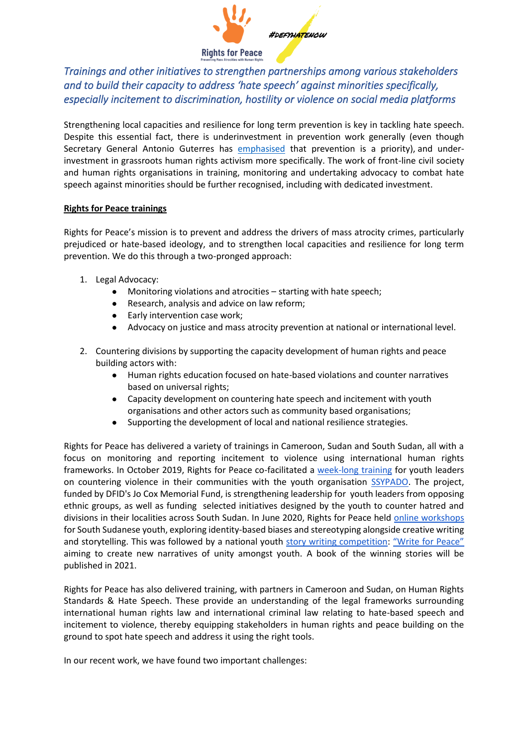*Trainings and other initiatives to strengthen partnerships among various stakeholders and to build their capacity to address 'hate speech' against minorities specifically, especially incitement to discrimination, hostility or violence on social media platforms*

Strengthening local capacities and resilience for long term prevention is key in tackling hate speech. Despite this essential fact, there is underinvestment in prevention work generally (even though Secretary General Antonio Guterres has emphasised that prevention is a priority), and under-investment in grassroots human rights activism more specifically. The work of front-line civil society and human rights organisations in training, monitoring and undertaking advocacy to combat hate speech against minorities should be further recognised, including with dedicated investment.

**Rights for Peace trainings**

Rights for Peace's mission is to prevent and address the drivers of mass atrocity crimes, particularly prejudiced or hate-based ideology, and to strengthen local capacities and resilience for long term prevention. We do this through a two-pronged approach:

1. Legal Advocacy:
   - Monitoring violations and atrocities – starting with hate speech;
   - Research, analysis and advice on law reform;
   - Early intervention case work;
   - Advocacy on justice and mass atrocity prevention at national or international level.

2. Countering divisions by supporting the capacity development of human rights and peace building actors with:
   - Human rights education focused on hate-based violations and counter narratives based on universal rights;
   - Capacity development on countering hate speech and incitement with youth organisations and other actors such as community based organisations;
   - Supporting the development of local and national resilience strategies.

Rights for Peace has delivered a variety of trainings in Cameroon, Sudan and South Sudan, all with a focus on monitoring and reporting incitement to violence using international human rights frameworks. In October 2019, Rights for Peace co-facilitated a week-long training for youth leaders on countering violence in their communities with the youth organisation SSYPADO. The project, funded by DFID's Jo Cox Memorial Fund, is strengthening leadership for youth leaders from opposing ethnic groups, as well as funding selected initiatives designed by the youth to counter hatred and divisions in their localities across South Sudan. In June 2020, Rights for Peace held online workshops for South Sudanese youth, exploring identity-based biases and stereotyping alongside creative writing and storytelling. This was followed by a national youth story writing competition: "Write for Peace" aiming to create new narratives of unity amongst youth. A book of the winning stories will be published in 2021.

Rights for Peace has also delivered training, with partners in Cameroon and Sudan, on Human Rights Standards & Hate Speech. These provide an understanding of the legal frameworks surrounding international human rights law and international criminal law relating to hate-based speech and incitement to violence, thereby equipping stakeholders in human rights and peace building on the ground to spot hate speech and address it using the right tools.

In our recent work, we have found two important challenges: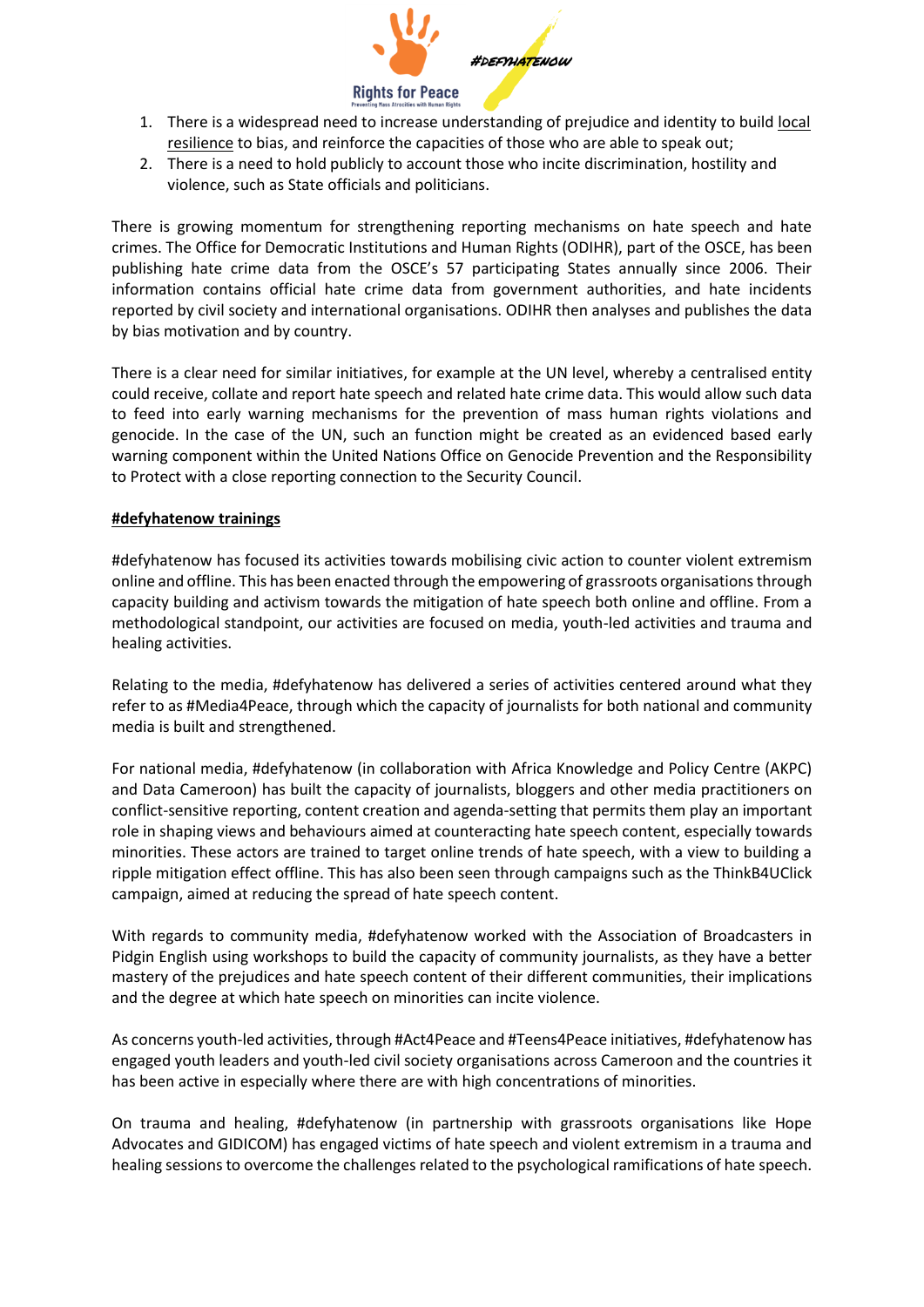1. There is a widespread need to increase understanding of prejudice and identity to build local resilience to bias, and reinforce the capacities of those who are able to speak out;
2. There is a need to hold publicly to account those who incite discrimination, hostility and violence, such as State officials and politicians.

There is growing momentum for strengthening reporting mechanisms on hate speech and hate crimes. The Office for Democratic Institutions and Human Rights (ODIHR), part of the OSCE, has been publishing hate crime data from the OSCE's 57 participating States annually since 2006. Their information contains official hate crime data from government authorities, and hate incidents reported by civil society and international organisations. ODIHR then analyses and publishes the data by bias motivation and by country.

There is a clear need for similar initiatives, for example at the UN level, whereby a centralised entity could receive, collate and report hate speech and related hate crime data. This would allow such data to feed into early warning mechanisms for the prevention of mass human rights violations and genocide. In the case of the UN, such an function might be created as an evidenced based early warning component within the United Nations Office on Genocide Prevention and the Responsibility to Protect with a close reporting connection to the Security Council.

**#defyhatenow trainings**

#defyhatenow has focused its activities towards mobilising civic action to counter violent extremism online and offline. This has been enacted through the empowering of grassroots organisations through capacity building and activism towards the mitigation of hate speech both online and offline. From a methodological standpoint, our activities are focused on media, youth-led activities and trauma and healing activities.

Relating to the media, #defyhatenow has delivered a series of activities centered around what they refer to as #Media4Peace, through which the capacity of journalists for both national and community media is built and strengthened.

For national media, #defyhatenow (in collaboration with Africa Knowledge and Policy Centre (AKPC) and Data Cameroon) has built the capacity of journalists, bloggers and other media practitioners on conflict-sensitive reporting, content creation and agenda-setting that permits them play an important role in shaping views and behaviours aimed at counteracting hate speech content, especially towards minorities. These actors are trained to target online trends of hate speech, with a view to building a ripple mitigation effect offline. This has also been seen through campaigns such as the ThinkB4UClick campaign, aimed at reducing the spread of hate speech content.

With regards to community media, #defyhatenow worked with the Association of Broadcasters in Pidgin English using workshops to build the capacity of community journalists, as they have a better mastery of the prejudices and hate speech content of their different communities, their implications and the degree at which hate speech on minorities can incite violence.

As concerns youth-led activities, through #Act4Peace and #Teens4Peace initiatives, #defyhatenow has engaged youth leaders and youth-led civil society organisations across Cameroon and the countries it has been active in especially where there are with high concentrations of minorities.

On trauma and healing, #defyhatenow (in partnership with grassroots organisations like Hope Advocates and GIDICOM) has engaged victims of hate speech and violent extremism in a trauma and healing sessions to overcome the challenges related to the psychological ramifications of hate speech.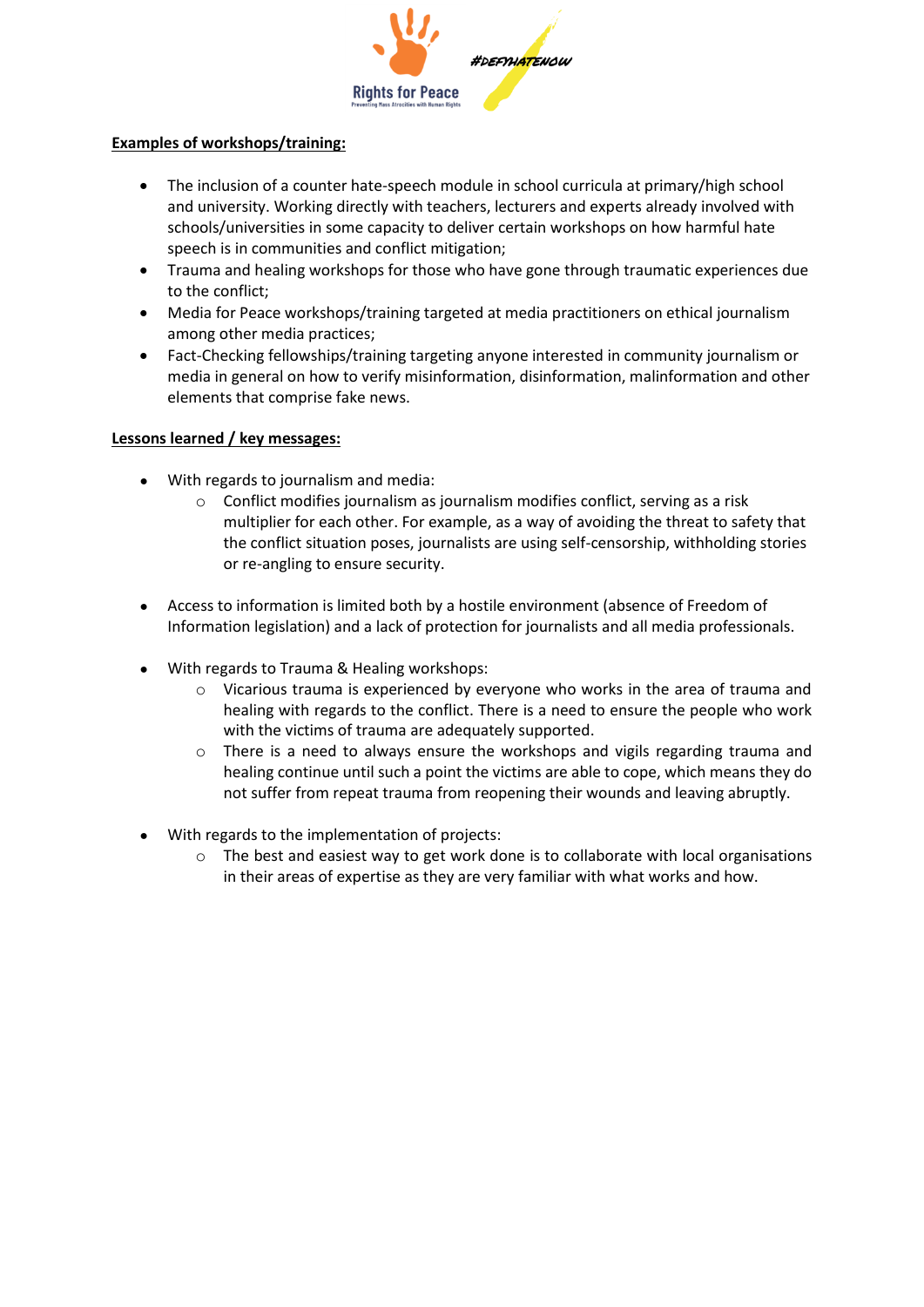**Examples of workshops/training:**

- The inclusion of a counter hate-speech module in school curricula at primary/high school and university. Working directly with teachers, lecturers and experts already involved with schools/universities in some capacity to deliver certain workshops on how harmful hate speech is in communities and conflict mitigation;
- Trauma and healing workshops for those who have gone through traumatic experiences due to the conflict;
- Media for Peace workshops/training targeted at media practitioners on ethical journalism among other media practices;
- Fact-Checking fellowships/training targeting anyone interested in community journalism or media in general on how to verify misinformation, disinformation, malinformation and other elements that comprise fake news.

**Lessons learned / key messages:**

- With regards to journalism and media:
  - Conflict modifies journalism as journalism modifies conflict, serving as a risk multiplier for each other. For example, as a way of avoiding the threat to safety that the conflict situation poses, journalists are using self-censorship, withholding stories or re-angling to ensure security.

- Access to information is limited both by a hostile environment (absence of Freedom of Information legislation) and a lack of protection for journalists and all media professionals.

- With regards to Trauma & Healing workshops:
  - Vicarious trauma is experienced by everyone who works in the area of trauma and healing with regards to the conflict. There is a need to ensure the people who work with the victims of trauma are adequately supported.
  - There is a need to always ensure the workshops and vigils regarding trauma and healing continue until such a point the victims are able to cope, which means they do not suffer from repeat trauma from reopening their wounds and leaving abruptly.

- With regards to the implementation of projects:
  - The best and easiest way to get work done is to collaborate with local organisations in their areas of expertise as they are very familiar with what works and how.